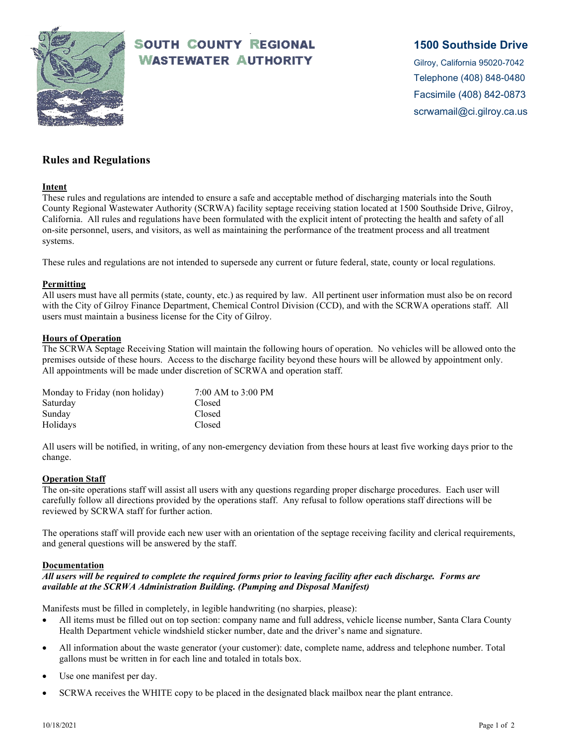# South County Regional Wastewater Authority

**1500 Southside Drive**
Gilroy, California 95020-7042
Telephone (408) 848-0480
Facsimile (408) 842-0873
scrwamail@ci.gilroy.ca.us

## Rules and Regulations

### Intent

These rules and regulations are intended to ensure a safe and acceptable method of discharging materials into the South County Regional Wastewater Authority (SCRWA) facility septage receiving station located at 1500 Southside Drive, Gilroy, California. All rules and regulations have been formulated with the explicit intent of protecting the health and safety of all on-site personnel, users, and visitors, as well as maintaining the performance of the treatment process and all treatment systems.

These rules and regulations are not intended to supersede any current or future federal, state, county or local regulations.

### Permitting

All users must have all permits (state, county, etc.) as required by law. All pertinent user information must also be on record with the City of Gilroy Finance Department, Chemical Control Division (CCD), and with the SCRWA operations staff. All users must maintain a business license for the City of Gilroy.

### Hours of Operation

The SCRWA Septage Receiving Station will maintain the following hours of operation. No vehicles will be allowed onto the premises outside of these hours. Access to the discharge facility beyond these hours will be allowed by appointment only. All appointments will be made under discretion of SCRWA and operation staff.

| | |
|---|---|
| Monday to Friday (non holiday) | 7:00 AM to 3:00 PM |
| Saturday | Closed |
| Sunday | Closed |
| Holidays | Closed |

All users will be notified, in writing, of any non-emergency deviation from these hours at least five working days prior to the change.

### Operation Staff

The on-site operations staff will assist all users with any questions regarding proper discharge procedures. Each user will carefully follow all directions provided by the operations staff. Any refusal to follow operations staff directions will be reviewed by SCRWA staff for further action.

The operations staff will provide each new user with an orientation of the septage receiving facility and clerical requirements, and general questions will be answered by the staff.

### Documentation

***All users will be required to complete the required forms prior to leaving facility after each discharge. Forms are available at the SCRWA Administration Building. (Pumping and Disposal Manifest)***

Manifests must be filled in completely, in legible handwriting (no sharpies, please):

- All items must be filled out on top section: company name and full address, vehicle license number, Santa Clara County Health Department vehicle windshield sticker number, date and the driver's name and signature.
- All information about the waste generator (your customer): date, complete name, address and telephone number. Total gallons must be written in for each line and totaled in totals box.
- Use one manifest per day.
- SCRWA receives the WHITE copy to be placed in the designated black mailbox near the plant entrance.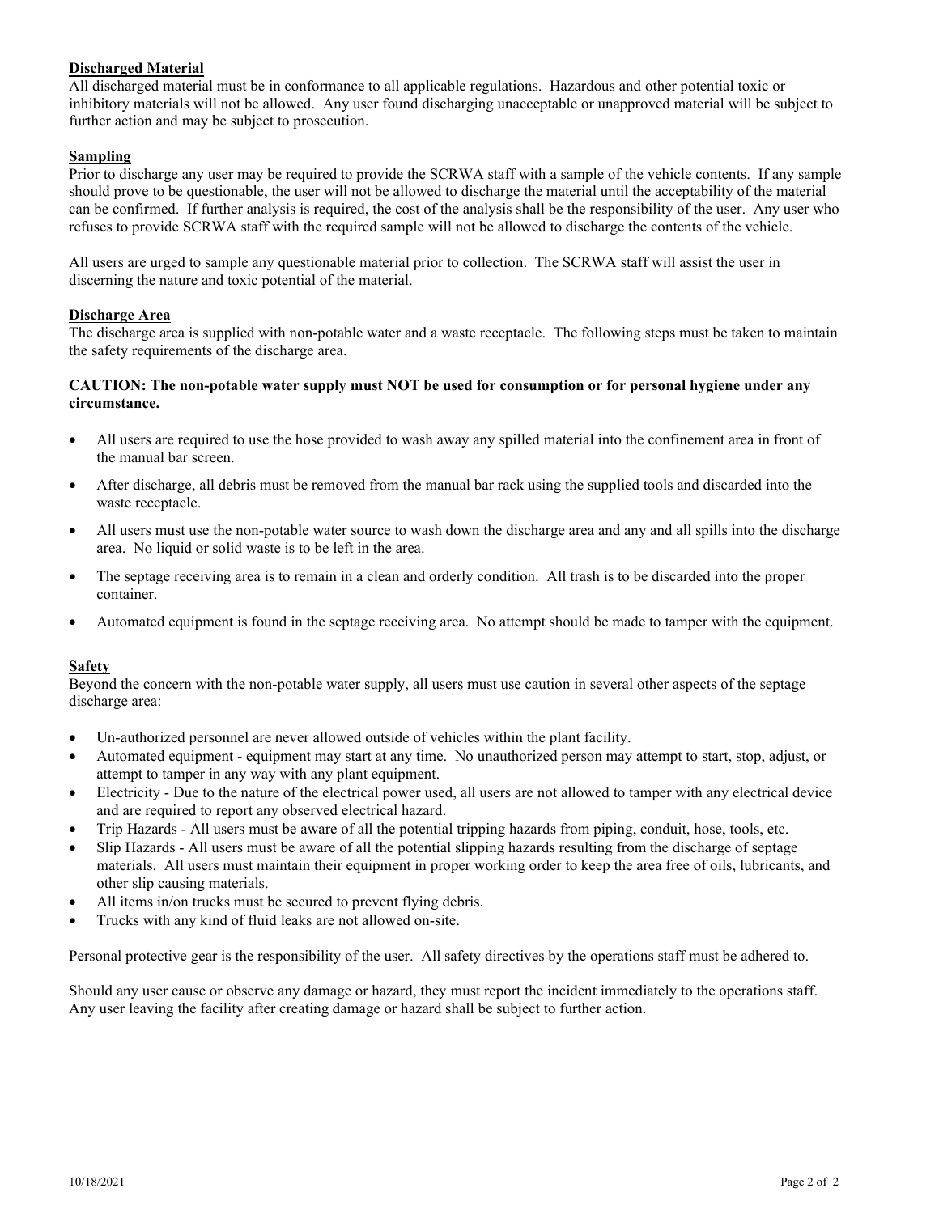## Discharged Material

All discharged material must be in conformance to all applicable regulations. Hazardous and other potential toxic or inhibitory materials will not be allowed. Any user found discharging unacceptable or unapproved material will be subject to further action and may be subject to prosecution.

## Sampling

Prior to discharge any user may be required to provide the SCRWA staff with a sample of the vehicle contents. If any sample should prove to be questionable, the user will not be allowed to discharge the material until the acceptability of the material can be confirmed. If further analysis is required, the cost of the analysis shall be the responsibility of the user. Any user who refuses to provide SCRWA staff with the required sample will not be allowed to discharge the contents of the vehicle.

All users are urged to sample any questionable material prior to collection. The SCRWA staff will assist the user in discerning the nature and toxic potential of the material.

## Discharge Area

The discharge area is supplied with non-potable water and a waste receptacle. The following steps must be taken to maintain the safety requirements of the discharge area.

**CAUTION: The non-potable water supply must NOT be used for consumption or for personal hygiene under any circumstance.**

- All users are required to use the hose provided to wash away any spilled material into the confinement area in front of the manual bar screen.
- After discharge, all debris must be removed from the manual bar rack using the supplied tools and discarded into the waste receptacle.
- All users must use the non-potable water source to wash down the discharge area and any and all spills into the discharge area. No liquid or solid waste is to be left in the area.
- The septage receiving area is to remain in a clean and orderly condition. All trash is to be discarded into the proper container.
- Automated equipment is found in the septage receiving area. No attempt should be made to tamper with the equipment.

## Safety

Beyond the concern with the non-potable water supply, all users must use caution in several other aspects of the septage discharge area:

- Un-authorized personnel are never allowed outside of vehicles within the plant facility.
- Automated equipment - equipment may start at any time. No unauthorized person may attempt to start, stop, adjust, or attempt to tamper in any way with any plant equipment.
- Electricity - Due to the nature of the electrical power used, all users are not allowed to tamper with any electrical device and are required to report any observed electrical hazard.
- Trip Hazards - All users must be aware of all the potential tripping hazards from piping, conduit, hose, tools, etc.
- Slip Hazards - All users must be aware of all the potential slipping hazards resulting from the discharge of septage materials. All users must maintain their equipment in proper working order to keep the area free of oils, lubricants, and other slip causing materials.
- All items in/on trucks must be secured to prevent flying debris.
- Trucks with any kind of fluid leaks are not allowed on-site.

Personal protective gear is the responsibility of the user. All safety directives by the operations staff must be adhered to.

Should any user cause or observe any damage or hazard, they must report the incident immediately to the operations staff. Any user leaving the facility after creating damage or hazard shall be subject to further action.

10/18/2021